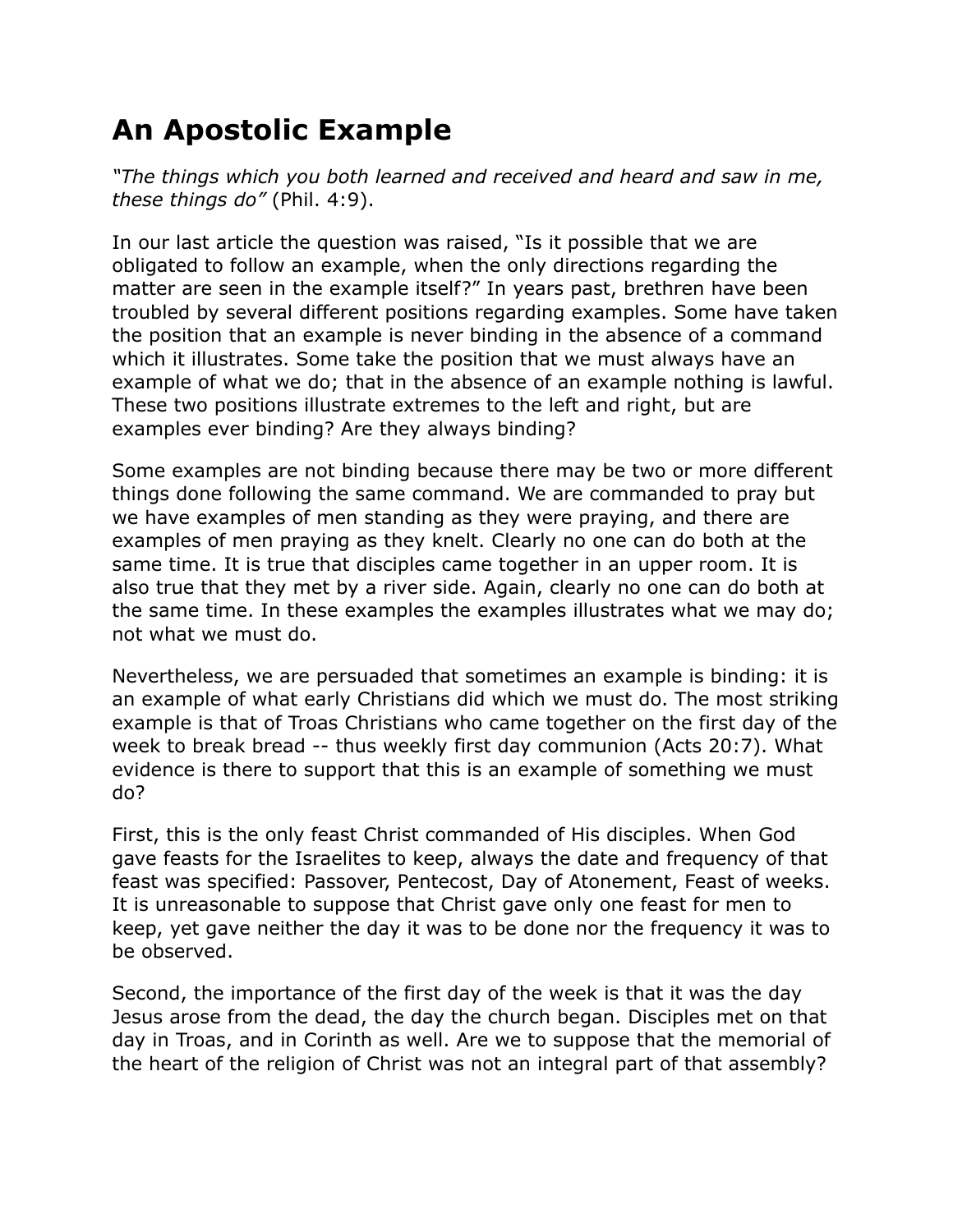# An Apostolic Example

*"The things which you both learned and received and heard and saw in me, these things do"* (Phil. 4:9).

In our last article the question was raised, "Is it possible that we are obligated to follow an example, when the only directions regarding the matter are seen in the example itself?" In years past, brethren have been troubled by several different positions regarding examples. Some have taken the position that an example is never binding in the absence of a command which it illustrates. Some take the position that we must always have an example of what we do; that in the absence of an example nothing is lawful. These two positions illustrate extremes to the left and right, but are examples ever binding? Are they always binding?

Some examples are not binding because there may be two or more different things done following the same command. We are commanded to pray but we have examples of men standing as they were praying, and there are examples of men praying as they knelt. Clearly no one can do both at the same time. It is true that disciples came together in an upper room. It is also true that they met by a river side. Again, clearly no one can do both at the same time. In these examples the examples illustrates what we may do; not what we must do.

Nevertheless, we are persuaded that sometimes an example is binding: it is an example of what early Christians did which we must do. The most striking example is that of Troas Christians who came together on the first day of the week to break bread -- thus weekly first day communion (Acts 20:7). What evidence is there to support that this is an example of something we must do?

First, this is the only feast Christ commanded of His disciples. When God gave feasts for the Israelites to keep, always the date and frequency of that feast was specified: Passover, Pentecost, Day of Atonement, Feast of weeks. It is unreasonable to suppose that Christ gave only one feast for men to keep, yet gave neither the day it was to be done nor the frequency it was to be observed.

Second, the importance of the first day of the week is that it was the day Jesus arose from the dead, the day the church began. Disciples met on that day in Troas, and in Corinth as well. Are we to suppose that the memorial of the heart of the religion of Christ was not an integral part of that assembly?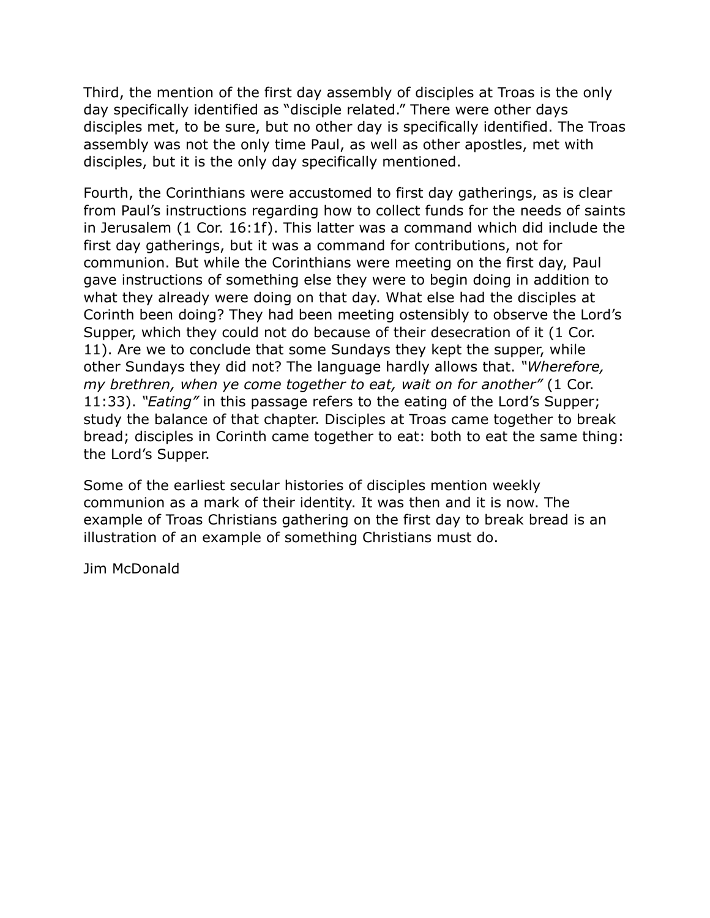Third, the mention of the first day assembly of disciples at Troas is the only day specifically identified as "disciple related." There were other days disciples met, to be sure, but no other day is specifically identified. The Troas assembly was not the only time Paul, as well as other apostles, met with disciples, but it is the only day specifically mentioned.

Fourth, the Corinthians were accustomed to first day gatherings, as is clear from Paul's instructions regarding how to collect funds for the needs of saints in Jerusalem (1 Cor. 16:1f). This latter was a command which did include the first day gatherings, but it was a command for contributions, not for communion. But while the Corinthians were meeting on the first day, Paul gave instructions of something else they were to begin doing in addition to what they already were doing on that day. What else had the disciples at Corinth been doing? They had been meeting ostensibly to observe the Lord's Supper, which they could not do because of their desecration of it (1 Cor. 11). Are we to conclude that some Sundays they kept the supper, while other Sundays they did not? The language hardly allows that. *"Wherefore, my brethren, when ye come together to eat, wait on for another"* (1 Cor. 11:33). *"Eating"* in this passage refers to the eating of the Lord's Supper; study the balance of that chapter. Disciples at Troas came together to break bread; disciples in Corinth came together to eat: both to eat the same thing: the Lord's Supper.

Some of the earliest secular histories of disciples mention weekly communion as a mark of their identity. It was then and it is now. The example of Troas Christians gathering on the first day to break bread is an illustration of an example of something Christians must do.

Jim McDonald